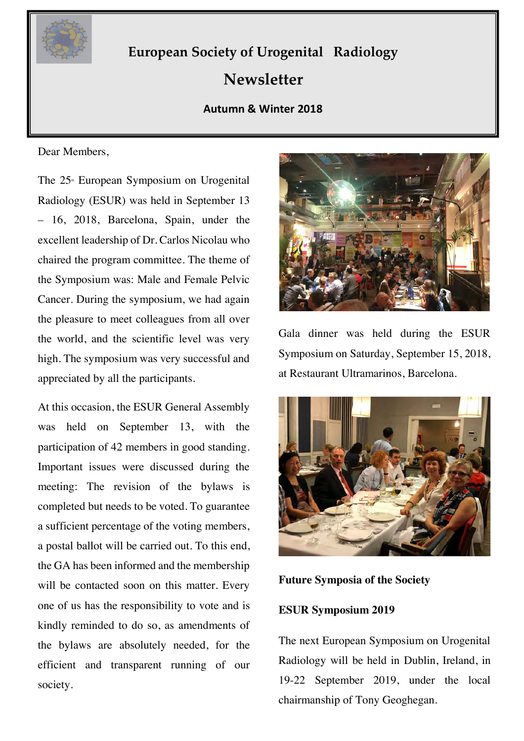# European Society of Urogenital Radiology

## Newsletter

**Autumn & Winter 2018**

Dear Members,

The 25th European Symposium on Urogenital Radiology (ESUR) was held in September 13 – 16, 2018, Barcelona, Spain, under the excellent leadership of Dr. Carlos Nicolau who chaired the program committee. The theme of the Symposium was: Male and Female Pelvic Cancer. During the symposium, we had again the pleasure to meet colleagues from all over the world, and the scientific level was very high. The symposium was very successful and appreciated by all the participants.

At this occasion, the ESUR General Assembly was held on September 13, with the participation of 42 members in good standing. Important issues were discussed during the meeting: The revision of the bylaws is completed but needs to be voted. To guarantee a sufficient percentage of the voting members, a postal ballot will be carried out. To this end, the GA has been informed and the membership will be contacted soon on this matter. Every one of us has the responsibility to vote and is kindly reminded to do so, as amendments of the bylaws are absolutely needed, for the efficient and transparent running of our society.

Gala dinner was held during the ESUR Symposium on Saturday, September 15, 2018, at Restaurant Ultramarinos, Barcelona.

**Future Symposia of the Society**

**ESUR Symposium 2019**

The next European Symposium on Urogenital Radiology will be held in Dublin, Ireland, in 19-22 September 2019, under the local chairmanship of Tony Geoghegan.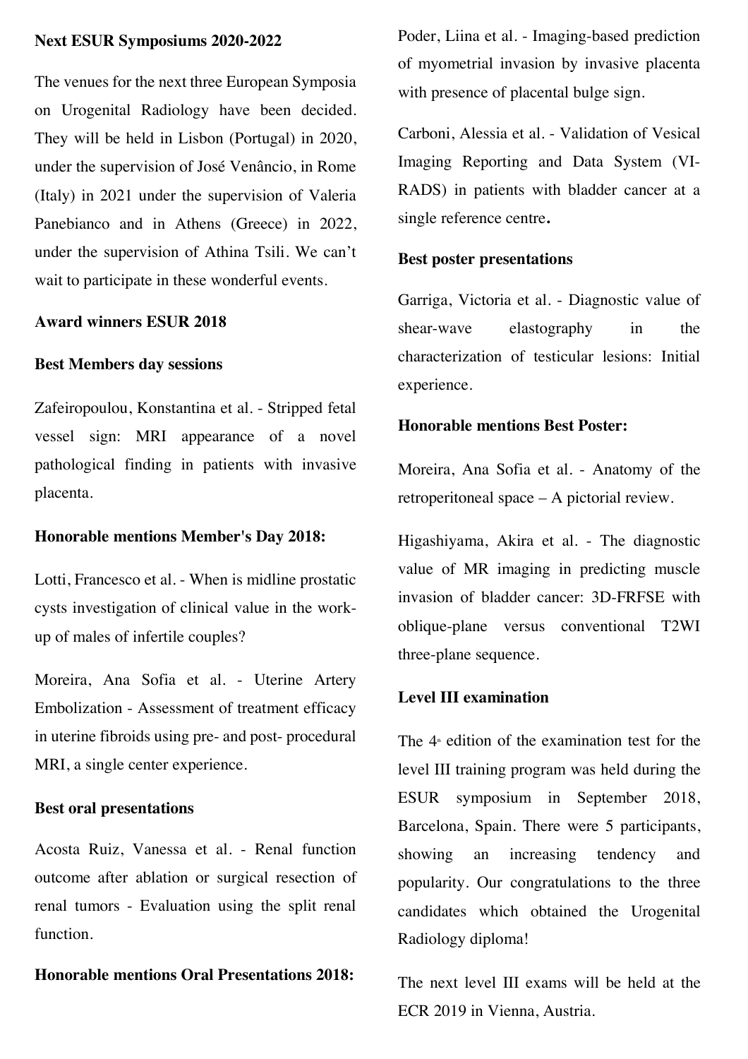**Next ESUR Symposiums 2020-2022**

The venues for the next three European Symposia on Urogenital Radiology have been decided. They will be held in Lisbon (Portugal) in 2020, under the supervision of José Venâncio, in Rome (Italy) in 2021 under the supervision of Valeria Panebianco and in Athens (Greece) in 2022, under the supervision of Athina Tsili. We can't wait to participate in these wonderful events.

**Award winners ESUR 2018**

**Best Members day sessions**

Zafeiropoulou, Konstantina et al. - Stripped fetal vessel sign: MRI appearance of a novel pathological finding in patients with invasive placenta.

**Honorable mentions Member's Day 2018:**

Lotti, Francesco et al. - When is midline prostatic cysts investigation of clinical value in the work-up of males of infertile couples?

Moreira, Ana Sofia et al. - Uterine Artery Embolization - Assessment of treatment efficacy in uterine fibroids using pre- and post- procedural MRI, a single center experience.

**Best oral presentations**

Acosta Ruiz, Vanessa et al. - Renal function outcome after ablation or surgical resection of renal tumors - Evaluation using the split renal function.

**Honorable mentions Oral Presentations 2018:**

Poder, Liina et al. - Imaging-based prediction of myometrial invasion by invasive placenta with presence of placental bulge sign.

Carboni, Alessia et al. - Validation of Vesical Imaging Reporting and Data System (VI-RADS) in patients with bladder cancer at a single reference centre**.**

**Best poster presentations**

Garriga, Victoria et al. - Diagnostic value of shear-wave elastography in the characterization of testicular lesions: Initial experience.

**Honorable mentions Best Poster:**

Moreira, Ana Sofia et al. - Anatomy of the retroperitoneal space – A pictorial review.

Higashiyama, Akira et al. - The diagnostic value of MR imaging in predicting muscle invasion of bladder cancer: 3D-FRFSE with oblique-plane versus conventional T2WI three-plane sequence.

**Level III examination**

The 4th edition of the examination test for the level III training program was held during the ESUR symposium in September 2018, Barcelona, Spain. There were 5 participants, showing an increasing tendency and popularity. Our congratulations to the three candidates which obtained the Urogenital Radiology diploma!

The next level III exams will be held at the ECR 2019 in Vienna, Austria.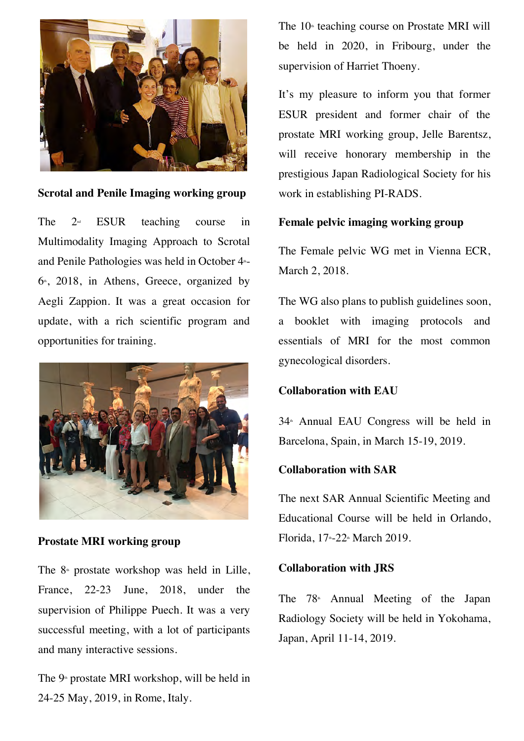## Scrotal and Penile Imaging working group

The 2nd ESUR teaching course in Multimodality Imaging Approach to Scrotal and Penile Pathologies was held in October 4th-6th, 2018, in Athens, Greece, organized by Aegli Zappion. It was a great occasion for update, with a rich scientific program and opportunities for training.

## Prostate MRI working group

The 8th prostate workshop was held in Lille, France, 22-23 June, 2018, under the supervision of Philippe Puech. It was a very successful meeting, with a lot of participants and many interactive sessions.

The 9th prostate MRI workshop, will be held in 24-25 May, 2019, in Rome, Italy.

The 10th teaching course on Prostate MRI will be held in 2020, in Fribourg, under the supervision of Harriet Thoeny.

It's my pleasure to inform you that former ESUR president and former chair of the prostate MRI working group, Jelle Barentsz, will receive honorary membership in the prestigious Japan Radiological Society for his work in establishing PI-RADS.

## Female pelvic imaging working group

The Female pelvic WG met in Vienna ECR, March 2, 2018.

The WG also plans to publish guidelines soon, a booklet with imaging protocols and essentials of MRI for the most common gynecological disorders.

## Collaboration with EAU

34th Annual EAU Congress will be held in Barcelona, Spain, in March 15-19, 2019.

## Collaboration with SAR

The next SAR Annual Scientific Meeting and Educational Course will be held in Orlando, Florida, 17th-22th March 2019.

## Collaboration with JRS

The 78th Annual Meeting of the Japan Radiology Society will be held in Yokohama, Japan, April 11-14, 2019.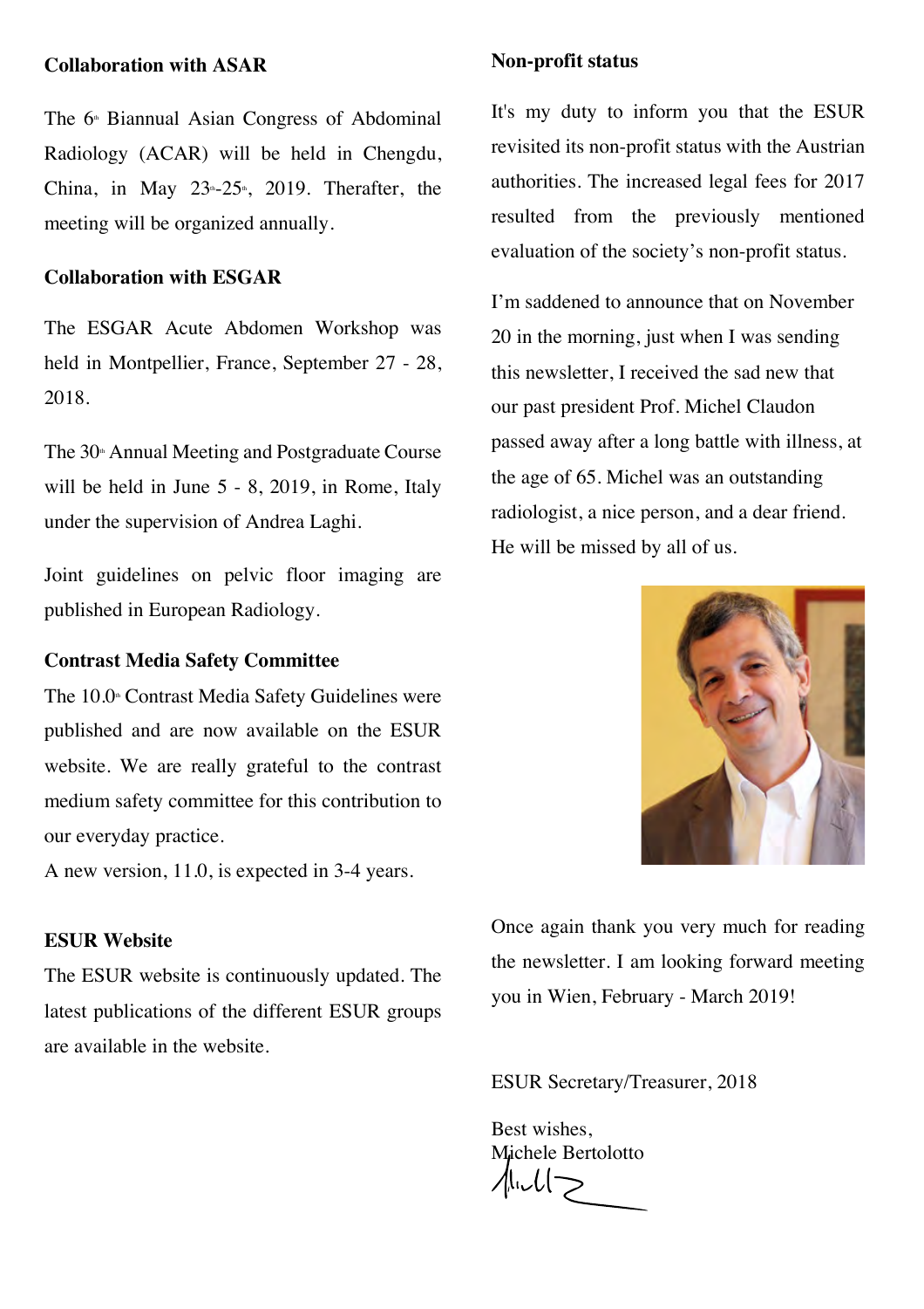**Collaboration with ASAR**

The 6th Biannual Asian Congress of Abdominal Radiology (ACAR) will be held in Chengdu, China, in May 23th-25th, 2019. Therafter, the meeting will be organized annually.

**Collaboration with ESGAR**

The ESGAR Acute Abdomen Workshop was held in Montpellier, France, September 27 - 28, 2018.

The 30th Annual Meeting and Postgraduate Course will be held in June 5 - 8, 2019, in Rome, Italy under the supervision of Andrea Laghi.

Joint guidelines on pelvic floor imaging are published in European Radiology.

**Contrast Media Safety Committee**

The 10.0th Contrast Media Safety Guidelines were published and are now available on the ESUR website. We are really grateful to the contrast medium safety committee for this contribution to our everyday practice.

A new version, 11.0, is expected in 3-4 years.

**ESUR Website**

The ESUR website is continuously updated. The latest publications of the different ESUR groups are available in the website.

**Non-profit status**

It's my duty to inform you that the ESUR revisited its non-profit status with the Austrian authorities. The increased legal fees for 2017 resulted from the previously mentioned evaluation of the society's non-profit status.

I'm saddened to announce that on November 20 in the morning, just when I was sending this newsletter, I received the sad new that our past president Prof. Michel Claudon passed away after a long battle with illness, at the age of 65. Michel was an outstanding radiologist, a nice person, and a dear friend. He will be missed by all of us.

Once again thank you very much for reading the newsletter. I am looking forward meeting you in Wien, February - March 2019!

ESUR Secretary/Treasurer, 2018

Best wishes,
Michele Bertolotto